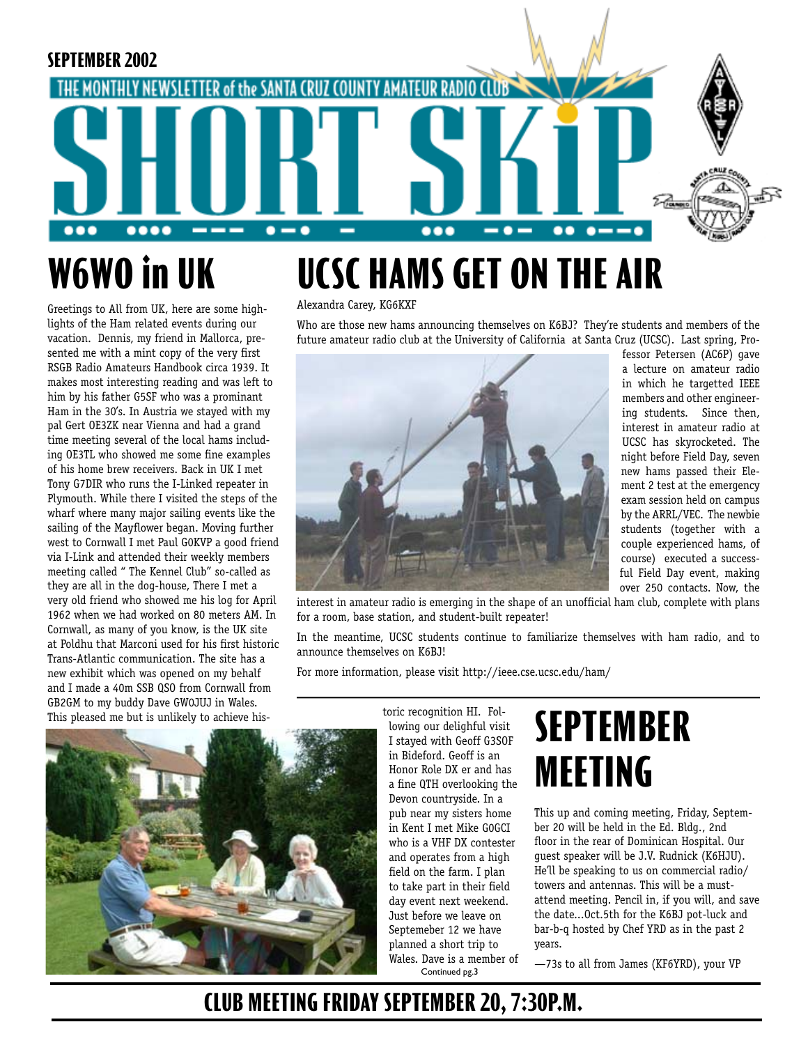SEPTEMBER 2002

THE MONTHLY NEWSLETTER of the SANTA CRUZ COUNTY AMATEUR RADIO CLUB

# SHORT SKIP

## W6WO in UK

Greetings to All from UK, here are some highlights of the Ham related events during our vacation. Dennis, my friend in Mallorca, presented me with a mint copy of the very first RSGB Radio Amateurs Handbook circa 1939. It makes most interesting reading and was left to him by his father G5SF who was a prominant Ham in the 30's. In Austria we stayed with my pal Gert OE3ZK near Vienna and had a grand time meeting several of the local hams including OE3TL who showed me some fine examples of his home brew receivers. Back in UK I met Tony G7DIR who runs the I-Linked repeater in Plymouth. While there I visited the steps of the wharf where many major sailing events like the sailing of the Mayflower began. Moving further west to Cornwall I met Paul G0KVP a good friend via I-Link and attended their weekly members meeting called " The Kennel Club" so-called as they are all in the dog-house, There I met a very old friend who showed me his log for April 1962 when we had worked on 80 meters AM. In Cornwall, as many of you know, is the UK site at Poldhu that Marconi used for his first historic Trans-Atlantic communication. The site has a new exhibit which was opened on my behalf and I made a 40m SSB QSO from Cornwall from GB2GM to my buddy Dave GW0JUJ in Wales. This pleased me but is unlikely to achieve historic recognition HI. Following our delightful visit I stayed with Geoff G3SOF in Bideford. Geoff is an Honor Role DX er and has a fine QTH overlooking the Devon countryside. In a pub near my sisters home in Kent I met Mike G0GCI who is a VHF DX contester and operates from a high field on the farm. I plan to take part in their field day event next weekend. Just before we leave on Septemeber 12 we have planned a short trip to Wales. Dave is a member of

Continued pg.3

## UCSC HAMS GET ON THE AIR

Alexandra Carey, KG6KXF

Who are those new hams announcing themselves on K6BJ? They're students and members of the future amateur radio club at the University of California at Santa Cruz (UCSC). Last spring, Professor Petersen (AC6P) gave a lecture on amateur radio in which he targetted IEEE members and other engineering students. Since then, interest in amateur radio at UCSC has skyrocketed. The night before Field Day, seven new hams passed their Element 2 test at the emergency exam session held on campus by the ARRL/VEC. The newbie students (together with a couple experienced hams, of course) executed a successful Field Day event, making over 250 contacts. Now, the interest in amateur radio is emerging in the shape of an unofficial ham club, complete with plans for a room, base station, and student-built repeater!

In the meantime, UCSC students continue to familiarize themselves with ham radio, and to announce themselves on K6BJ!

For more information, please visit http://ieee.cse.ucsc.edu/ham/

## SEPTEMBER MEETING

This up and coming meeting, Friday, September 20 will be held in the Ed. Bldg., 2nd floor in the rear of Dominican Hospital. Our guest speaker will be J.V. Rudnick (K6HJU). He'll be speaking to us on commercial radio/ towers and antennas. This will be a must-attend meeting. Pencil in, if you will, and save the date...Oct.5th for the K6BJ pot-luck and bar-b-q hosted by Chef YRD as in the past 2 years.

—73s to all from James (KF6YRD), your VP

**CLUB MEETING FRIDAY SEPTEMBER 20, 7:30P.M.**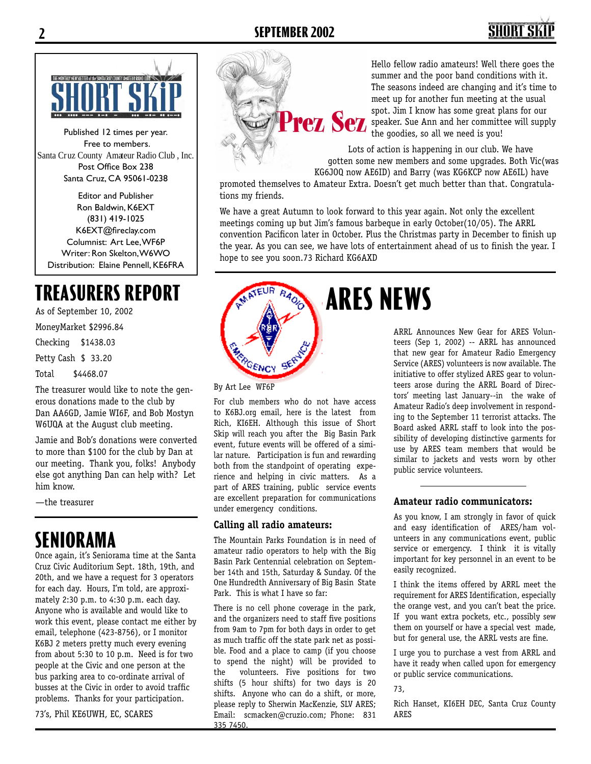THE MONTHLY NEWSLETTER of the SANTA CRUZ COUNTY AMATEUR RADIO CLUB

# SHORT SKIP

Published 12 times per year.
Free to members.
Santa Cruz County Amateur Radio Club , Inc.
Post Office Box 238
Santa Cruz, CA 95061-0238

Editor and Publisher
Ron Baldwin, K6EXT
(831) 419-1025
K6EXT@fireclay.com
Columnist: Art Lee, WF6P
Writer: Ron Skelton, W6WO
Distribution: Elaine Pennell, KE6FRA

# Prez Sez

Hello fellow radio amateurs! Well there goes the summer and the poor band conditions with it. The seasons indeed are changing and it's time to meet up for another fun meeting at the usual spot. Jim I know has some great plans for our speaker. Sue Ann and her committee will supply the goodies, so all we need is you!

Lots of action is happening in our club. We have gotten some new members and some upgrades. Both Vic(was KG6JOQ now AE6ID) and Barry (was KG6KCP now AE6IL) have promoted themselves to Amateur Extra. Doesn't get much better than that. Congratulations my friends.

We have a great Autumn to look forward to this year again. Not only the excellent meetings coming up but Jim's famous barbeque in early October(10/05). The ARRL convention Pacificon later in October. Plus the Christmas party in December to finish up the year. As you can see, we have lots of entertainment ahead of us to finish the year. I hope to see you soon.73 Richard KG6AXD

# TREASURERS REPORT

As of September 10, 2002

| | |
|---|---|
| MoneyMarket | $2996.84 |
| Checking | $1438.03 |
| Petty Cash | $ 33.20 |
| Total | $4468.07 |

The treasurer would like to note the generous donations made to the club by Dan AA6GD, Jamie WI6F, and Bob Mostyn W6UQA at the August club meeting.

Jamie and Bob's donations were converted to more than $100 for the club by Dan at our meeting. Thank you, folks! Anybody else got anything Dan can help with? Let him know.

—the treasurer

# SENIORAMA

Once again, it's Seniorama time at the Santa Cruz Civic Auditorium Sept. 18th, 19th, and 20th, and we have a request for 3 operators for each day. Hours, I'm told, are approximately 2:30 p.m. to 4:30 p.m. each day. Anyone who is available and would like to work this event, please contact me either by email, telephone (423-8756), or I monitor K6BJ 2 meters pretty much every evening from about 5:30 to 10 p.m. Need is for two people at the Civic and one person at the bus parking area to co-ordinate arrival of busses at the Civic in order to avoid traffic problems. Thanks for your participation.

73's, Phil KE6UWH, EC, SCARES

# ARES NEWS

By Art Lee WF6P

For club members who do not have access to K6BJ.org email, here is the latest from Rich, KI6EH. Although this issue of Short Skip will reach you after the Big Basin Park event, future events will be offered of a similar nature. Participation is fun and rewarding both from the standpoint of operating experience and helping in civic matters. As a part of ARES training, public service events are excellent preparation for communications under emergency conditions.

### Calling all radio amateurs:

The Mountain Parks Foundation is in need of amateur radio operators to help with the Big Basin Park Centennial celebration on September 14th and 15th, Saturday & Sunday. Of the One Hundredth Anniversary of Big Basin State Park. This is what I have so far:

There is no cell phone coverage in the park, and the organizers need to staff five positions from 9am to 7pm for both days in order to get as much traffic off the state park net as possible. Food and a place to camp (if you choose to spend the night) will be provided to the volunteers. Five positions for two shifts (5 hour shifts) for two days is 20 shifts. Anyone who can do a shift, or more, please reply to Sherwin MacKenzie, SLV ARES; Email: scmacken@cruzio.com; Phone: 831 335 7450.

ARRL Announces New Gear for ARES Volunteers (Sep 1, 2002) -- ARRL has announced that new gear for Amateur Radio Emergency Service (ARES) volunteers is now available. The initiative to offer stylized ARES gear to volunteers arose during the ARRL Board of Directors' meeting last January--in the wake of Amateur Radio's deep involvement in responding to the September 11 terrorist attacks. The Board asked ARRL staff to look into the possibility of developing distinctive garments for use by ARES team members that would be similar to jackets and vests worn by other public service volunteers.

### Amateur radio communicators:

As you know, I am strongly in favor of quick and easy identification of ARES/ham volunteers in any communications event, public service or emergency. I think it is vitally important for key personnel in an event to be easily recognized.

I think the items offered by ARRL meet the requirement for ARES Identification, especially the orange vest, and you can't beat the price. If you want extra pockets, etc., possibly sew them on yourself or have a special vest made, but for general use, the ARRL vests are fine.

I urge you to purchase a vest from ARRL and have it ready when called upon for emergency or public service communications.

73,

Rich Hanset, KI6EH DEC, Santa Cruz County ARES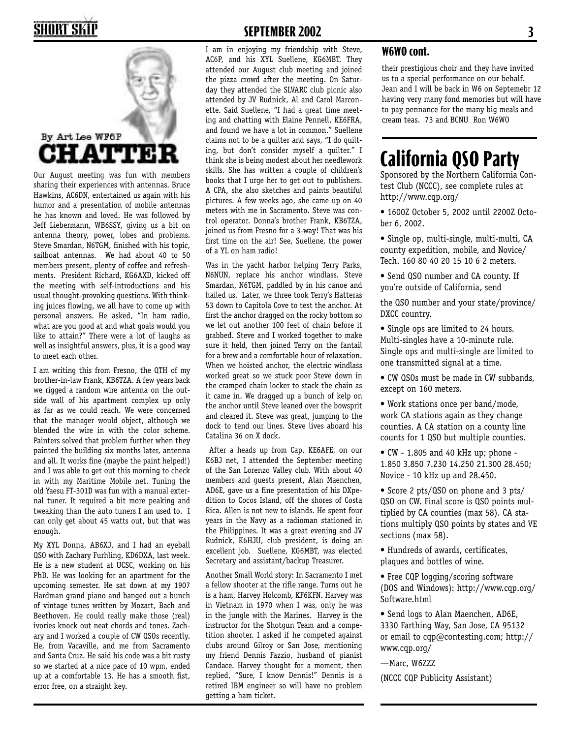By Art Lee WF6P

# CHATTER

Our August meeting was fun with members sharing their experiences with antennas. Bruce Hawkins, AC6DN, entertained us again with his humor and a presentation of mobile antennas he has known and loved. He was followed by Jeff Liebermann, WB6SSY, giving us a bit on antenna theory, power, lobes and problems. Steve Smardan, N6TGM, finished with his topic, sailboat antennas. We had about 40 to 50 members present, plenty of coffee and refreshments. President Richard, KG6AXD, kicked off the meeting with self-introductions and his usual thought-provoking questions. With thinking juices flowing, we all have to come up with personal answers. He asked, "In ham radio, what are you good at and what goals would you like to attain?" There were a lot of laughs as well as insightful answers, plus, it is a good way to meet each other.

I am writing this from Fresno, the QTH of my brother-in-law Frank, KB6TZA. A few years back we rigged a random wire antenna on the outside wall of his apartment complex up only as far as we could reach. We were concerned that the manager would object, although we blended the wire in with the color scheme. Painters solved that problem further when they painted the building six months later, antenna and all. It works fine (maybe the paint helped!) and I was able to get out this morning to check in with my Maritime Mobile net. Tuning the old Yaesu FT-301D was fun with a manual external tuner. It required a bit more peaking and tweaking than the auto tuners I am used to. I can only get about 45 watts out, but that was enough.

My XYL Donna, AB6XJ, and I had an eyeball QSO with Zachary Furhling, KD6DXA, last week. He is a new student at UCSC, working on his PhD. He was looking for an apartment for the upcoming semester. He sat down at my 1907 Hardman grand piano and banged out a bunch of vintage tunes written by Mozart, Bach and Beethoven. He could really make those (real) ivories knock out neat chords and tones. Zachary and I worked a couple of CW QSOs recently. He, from Vacaville, and me from Sacramento and Santa Cruz. He said his code was a bit rusty so we started at a nice pace of 10 wpm, ended up at a comfortable 13. He has a smooth fist, error free, on a straight key.

I am in enjoying my friendship with Steve, AC6P, and his XYL Suellene, KG6MBT. They attended our August club meeting and joined the pizza crowd after the meeting. On Saturday they attended the SLVARC club picnic also attended by JV Rudnick, Al and Carol Marconette. Said Suellene, "I had a great time meeting and chatting with Elaine Pennell, KE6FRA, and found we have a lot in common." Suellene claims not to be a quilter and says, "I do quilting, but don't consider myself a quilter." I think she is being modest about her needlework skills. She has written a couple of children's books that I urge her to get out to publishers. A CPA, she also sketches and paints beautiful pictures. A few weeks ago, she came up on 40 meters with me in Sacramento. Steve was control operator. Donna's brother Frank, KB6TZA, joined us from Fresno for a 3-way! That was his first time on the air! See, Suellene, the power of a YL on ham radio!

Was in the yacht harbor helping Terry Parks, N6NUN, replace his anchor windlass. Steve Smardan, N6TGM, paddled by in his canoe and hailed us. Later, we three took Terry's Hatteras 53 down to Capitola Cove to test the anchor. At first the anchor dragged on the rocky bottom so we let out another 100 feet of chain before it grabbed. Steve and I worked together to make sure it held, then joined Terry on the fantail for a brew and a comfortable hour of relaxation. When we hoisted anchor, the electric windlass worked great so we stuck poor Steve down in the cramped chain locker to stack the chain as it came in. We dragged up a bunch of kelp on the anchor until Steve leaned over the bowsprit and cleared it. Steve was great, jumping to the dock to tend our lines. Steve lives aboard his Catalina 36 on X dock.

After a heads up from Cap, KE6AFE, on our K6BJ net, I attended the September meeting of the San Lorenzo Valley club. With about 40 members and guests present, Alan Maenchen, AD6E, gave us a fine presentation of his DXpedition to Cocos Island, off the shores of Costa Rica. Allen is not new to islands. He spent four years in the Navy as a radioman stationed in the Philippines. It was a great evening and JV Rudnick, K6HJU, club president, is doing an excellent job. Suellene, KG6MBT, was elected Secretary and assistant/backup Treasurer.

Another Small World story: In Sacramento I met a fellow shooter at the rifle range. Turns out he is a ham, Harvey Holcomb, KF6KFN. Harvey was in Vietnam in 1970 when I was, only he was in the jungle with the Marines. Harvey is the instructor for the Shotgun Team and a competition shooter. I asked if he competed against clubs around Gilroy or San Jose, mentioning my friend Dennis Fazzio, husband of pianist Candace. Harvey thought for a moment, then replied, "Sure, I know Dennis!" Dennis is a retired IBM engineer so will have no problem getting a ham ticket.

## W6WO cont.

their prestigious choir and they have invited us to a special performance on our behalf. Jean and I will be back in W6 on Septemebr 12 having very many fond memories but will have to pay pennance for the many big meals and cream teas. 73 and BCNU Ron W6WO

# California QSO Party

Sponsored by the Northern California Contest Club (NCCC), see complete rules at http://www.cqp.org/

- 1600Z October 5, 2002 until 2200Z October 6, 2002.
- Single op, multi-single, multi-multi, CA county expedition, mobile, and Novice/Tech. 160 80 40 20 15 10 6 2 meters.
- Send QSO number and CA county. If you're outside of California, send the QSO number and your state/province/DXCC country.
- Single ops are limited to 24 hours. Multi-singles have a 10-minute rule. Single ops and multi-single are limited to one transmitted signal at a time.
- CW QSOs must be made in CW subbands, except on 160 meters.
- Work stations once per band/mode, work CA stations again as they change counties. A CA station on a county line counts for 1 QSO but multiple counties.
- CW - 1.805 and 40 kHz up; phone - 1.850 3.850 7.230 14.250 21.300 28.450; Novice - 10 kHz up and 28.450.
- Score 2 pts/QSO on phone and 3 pts/QSO on CW. Final score is QSO points multiplied by CA counties (max 58). CA stations multiply QSO points by states and VE sections (max 58).
- Hundreds of awards, certificates, plaques and bottles of wine.
- Free CQP logging/scoring software (DOS and Windows): http://www.cqp.org/Software.html
- Send logs to Alan Maenchen, AD6E, 3330 Farthing Way, San Jose, CA 95132 or email to cqp@contesting.com; http://www.cqp.org/

—Marc, W6ZZZ

(NCCC CQP Publicity Assistant)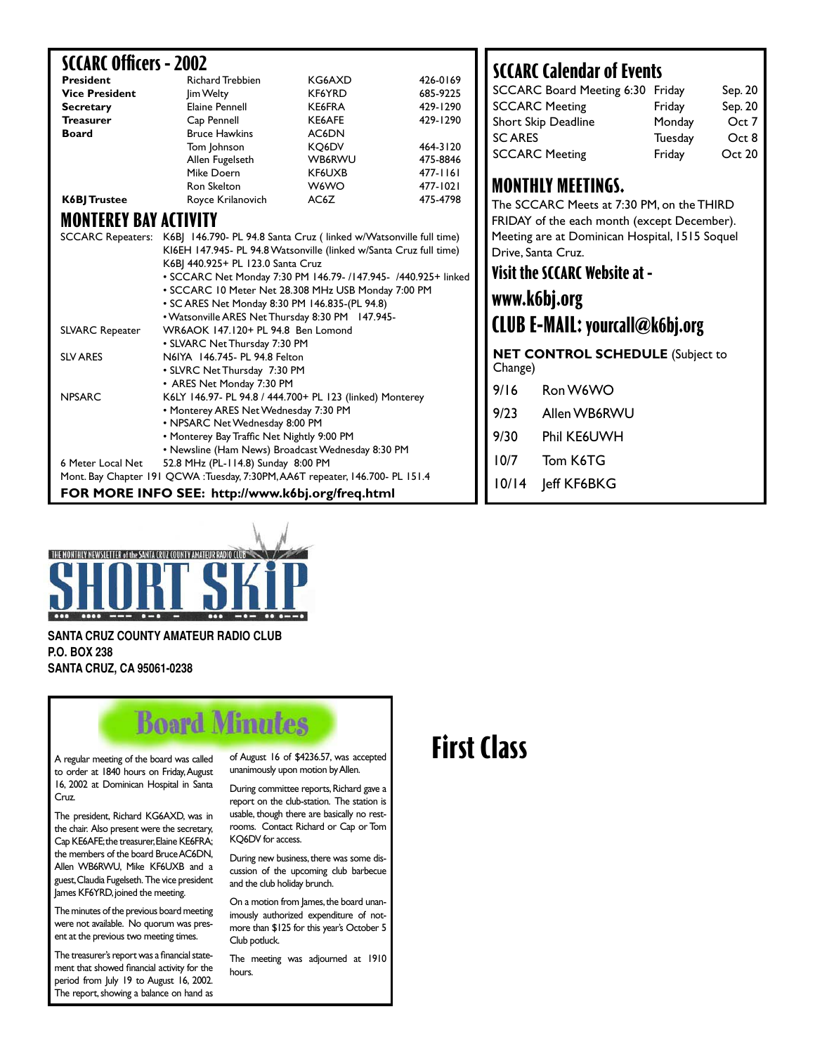## SCCARC Officers - 2002

| | | | |
|---|---|---|---|
| **President** | Richard Trebbien | KG6AXD | 426-0169 |
| **Vice President** | Jim Welty | KF6YRD | 685-9225 |
| **Secretary** | Elaine Pennell | KE6FRA | 429-1290 |
| **Treasurer** | Cap Pennell | KE6AFE | 429-1290 |
| **Board** | Bruce Hawkins | AC6DN | |
| | Tom Johnson | KQ6DV | 464-3120 |
| | Allen Fugelseth | WB6RWU | 475-8846 |
| | Mike Doern | KF6UXB | 477-1161 |
| | Ron Skelton | W6WO | 477-1021 |
| **K6BJ Trustee** | Royce Krilanovich | AC6Z | 475-4798 |

## MONTEREY BAY ACTIVITY

SCCARC Repeaters: K6BJ 146.790- PL 94.8 Santa Cruz ( linked w/Watsonville full time)
KI6EH 147.945- PL 94.8 Watsonville (linked w/Santa Cruz full time)
K6BJ 440.925+ PL 123.0 Santa Cruz

- SCCARC Net Monday 7:30 PM 146.79- /147.945- /440.925+ linked
- SCCARC 10 Meter Net 28.308 MHz USB Monday 7:00 PM
- SC ARES Net Monday 8:30 PM 146.835-(PL 94.8)
- Watsonville ARES Net Thursday 8:30 PM 147.945-

SLVARC Repeater WR6AOK 147.120+ PL 94.8 Ben Lomond

- SLVARC Net Thursday 7:30 PM

SLV ARES N6IYA 146.745- PL 94.8 Felton

- SLVRC Net Thursday 7:30 PM
- ARES Net Monday 7:30 PM

NPSARC K6LY 146.97- PL 94.8 / 444.700+ PL 123 (linked) Monterey

- Monterey ARES Net Wednesday 7:30 PM
- NPSARC Net Wednesday 8:00 PM
- Monterey Bay Traffic Net Nightly 9:00 PM
- Newsline (Ham News) Broadcast Wednesday 8:30 PM

6 Meter Local Net 52.8 MHz (PL-114.8) Sunday 8:00 PM

Mont. Bay Chapter 191 QCWA :Tuesday, 7:30PM, AA6T repeater, 146.700- PL 151.4

**FOR MORE INFO SEE: http://www.k6bj.org/freq.html**

## SCCARC Calendar of Events

| | | |
|---|---|---|
| SCCARC Board Meeting 6:30 | Friday | Sep. 20 |
| SCCARC Meeting | Friday | Sep. 20 |
| Short Skip Deadline | Monday | Oct 7 |
| SC ARES | Tuesday | Oct 8 |
| SCCARC Meeting | Friday | Oct 20 |

## MONTHLY MEETINGS.

The SCCARC Meets at 7:30 PM, on the THIRD FRIDAY of the each month (except December). Meeting are at Dominican Hospital, 1515 Soquel Drive, Santa Cruz.

## Visit the SCCARC Website at - www.k6bj.org

## CLUB E-MAIL: yourcall@k6bj.org

**NET CONTROL SCHEDULE** (Subject to Change)

| | |
|---|---|
| 9/16 | Ron W6WO |
| 9/23 | Allen WB6RWU |
| 9/30 | Phil KE6UWH |
| 10/7 | Tom K6TG |
| 10/14 | Jeff KF6BKG |

THE MONTHLY NEWSLETTER of the SANTA CRUZ COUNTY AMATEUR RADIO CLUB

SHORT SKIP

**SANTA CRUZ COUNTY AMATEUR RADIO CLUB**
**P.O. BOX 238**
**SANTA CRUZ, CA 95061-0238**

# First Class

## Board Minutes

A regular meeting of the board was called to order at 1840 hours on Friday, August 16, 2002 at Dominican Hospital in Santa Cruz.

The president, Richard KG6AXD, was in the chair. Also present were the secretary, Cap KE6AFE; the treasurer, Elaine KE6FRA; the members of the board Bruce AC6DN, Allen WB6RWU, Mike KF6UXB and a guest, Claudia Fugelseth. The vice president James KF6YRD, joined the meeting.

The minutes of the previous board meeting were not available. No quorum was present at the previous two meeting times.

The treasurer's report was a financial statement that showed financial activity for the period from July 19 to August 16, 2002. The report, showing a balance on hand as of August 16 of $4236.57, was accepted unanimously upon motion by Allen.

During committee reports, Richard gave a report on the club-station. The station is usable, though there are basically no restrooms. Contact Richard or Cap or Tom KQ6DV for access.

During new business, there was some discussion of the upcoming club barbecue and the club holiday brunch.

On a motion from James, the board unanimously authorized expenditure of not-more than $125 for this year's October 5 Club potluck.

The meeting was adjourned at 1910 hours.